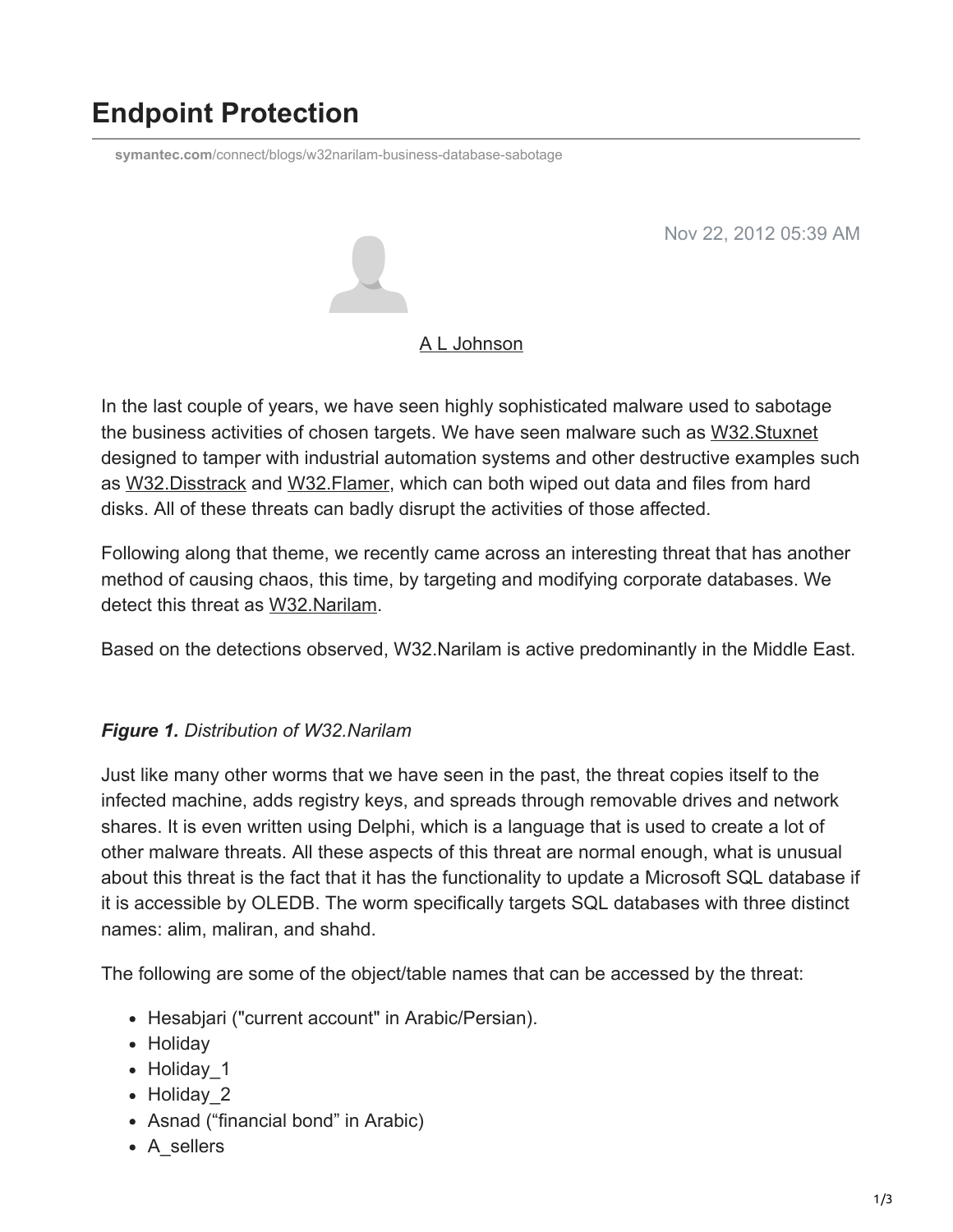# Endpoint Protection

symantec.com/connect/blogs/w32narilam-business-database-sabotage

Nov 22, 2012 05:39 AM

A L Johnson

In the last couple of years, we have seen highly sophisticated malware used to sabotage the business activities of chosen targets. We have seen malware such as W32.Stuxnet designed to tamper with industrial automation systems and other destructive examples such as W32.Disstrack and W32.Flamer, which can both wiped out data and files from hard disks. All of these threats can badly disrupt the activities of those affected.

Following along that theme, we recently came across an interesting threat that has another method of causing chaos, this time, by targeting and modifying corporate databases. We detect this threat as W32.Narilam.

Based on the detections observed, W32.Narilam is active predominantly in the Middle East.

***Figure 1.*** *Distribution of W32.Narilam*

Just like many other worms that we have seen in the past, the threat copies itself to the infected machine, adds registry keys, and spreads through removable drives and network shares. It is even written using Delphi, which is a language that is used to create a lot of other malware threats. All these aspects of this threat are normal enough, what is unusual about this threat is the fact that it has the functionality to update a Microsoft SQL database if it is accessible by OLEDB. The worm specifically targets SQL databases with three distinct names: alim, maliran, and shahd.

The following are some of the object/table names that can be accessed by the threat:

- Hesabjari ("current account" in Arabic/Persian).
- Holiday
- Holiday_1
- Holiday_2
- Asnad ("financial bond" in Arabic)
- A_sellers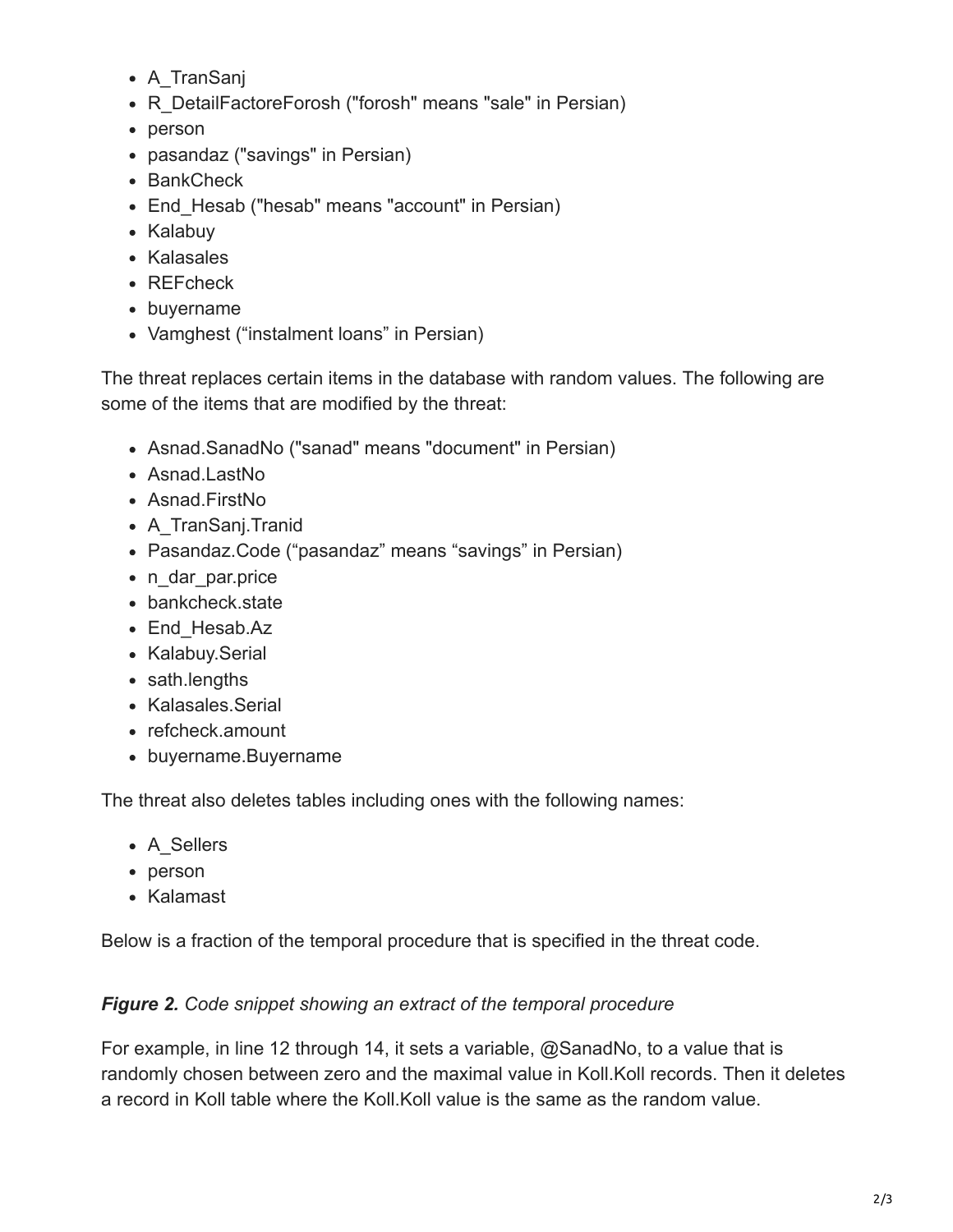- A_TranSanj
- R_DetailFactoreForosh ("forosh" means "sale" in Persian)
- person
- pasandaz ("savings" in Persian)
- BankCheck
- End_Hesab ("hesab" means "account" in Persian)
- Kalabuy
- Kalasales
- REFcheck
- buyername
- Vamghest ("instalment loans" in Persian)

The threat replaces certain items in the database with random values. The following are some of the items that are modified by the threat:

- Asnad.SanadNo ("sanad" means "document" in Persian)
- Asnad.LastNo
- Asnad.FirstNo
- A_TranSanj.Tranid
- Pasandaz.Code ("pasandaz" means "savings" in Persian)
- n_dar_par.price
- bankcheck.state
- End_Hesab.Az
- Kalabuy.Serial
- sath.lengths
- Kalasales.Serial
- refcheck.amount
- buyername.Buyername

The threat also deletes tables including ones with the following names:

- A_Sellers
- person
- Kalamast

Below is a fraction of the temporal procedure that is specified in the threat code.

***Figure 2.*** *Code snippet showing an extract of the temporal procedure*

For example, in line 12 through 14, it sets a variable, @SanadNo, to a value that is randomly chosen between zero and the maximal value in Koll.Koll records. Then it deletes a record in Koll table where the Koll.Koll value is the same as the random value.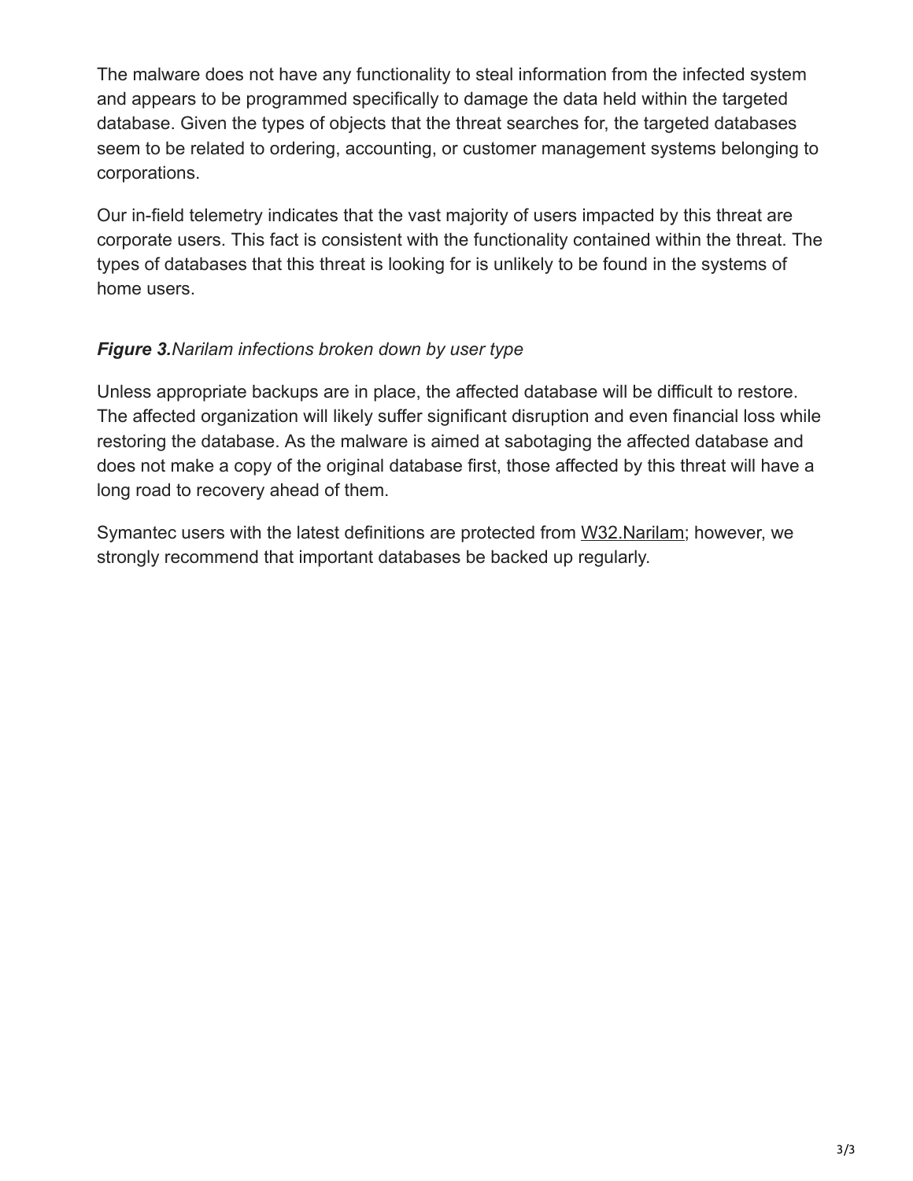The malware does not have any functionality to steal information from the infected system and appears to be programmed specifically to damage the data held within the targeted database. Given the types of objects that the threat searches for, the targeted databases seem to be related to ordering, accounting, or customer management systems belonging to corporations.

Our in-field telemetry indicates that the vast majority of users impacted by this threat are corporate users. This fact is consistent with the functionality contained within the threat. The types of databases that this threat is looking for is unlikely to be found in the systems of home users.

***Figure 3.****Narilam infections broken down by user type*

Unless appropriate backups are in place, the affected database will be difficult to restore. The affected organization will likely suffer significant disruption and even financial loss while restoring the database. As the malware is aimed at sabotaging the affected database and does not make a copy of the original database first, those affected by this threat will have a long road to recovery ahead of them.

Symantec users with the latest definitions are protected from W32.Narilam; however, we strongly recommend that important databases be backed up regularly.